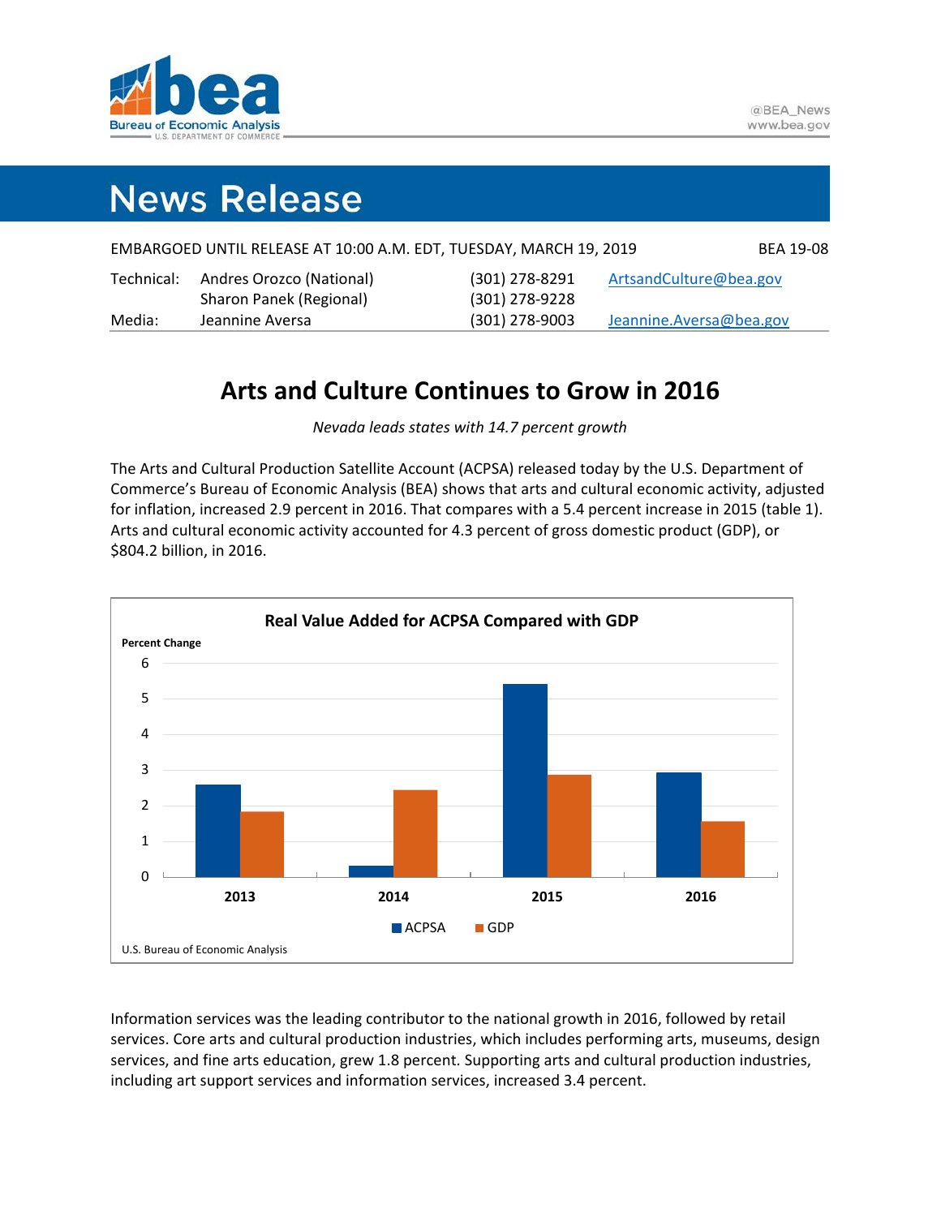# News Release

EMBARGOED UNTIL RELEASE AT 10:00 A.M. EDT, TUESDAY, MARCH 19, 2019 BEA 19-08

| | | | |
|---|---|---|---|
| Technical: | Andres Orozco (National) | (301) 278-8291 | ArtsandCulture@bea.gov |
| | Sharon Panek (Regional) | (301) 278-9228 | |
| Media: | Jeannine Aversa | (301) 278-9003 | Jeannine.Aversa@bea.gov |

## Arts and Culture Continues to Grow in 2016

*Nevada leads states with 14.7 percent growth*

The Arts and Cultural Production Satellite Account (ACPSA) released today by the U.S. Department of Commerce's Bureau of Economic Analysis (BEA) shows that arts and cultural economic activity, adjusted for inflation, increased 2.9 percent in 2016. That compares with a 5.4 percent increase in 2015 (table 1). Arts and cultural economic activity accounted for 4.3 percent of gross domestic product (GDP), or $804.2 billion, in 2016.

**Real Value Added for ACPSA Compared with GDP**

Percent Change

| | ACPSA | GDP |
|---|---|---|
| 2013 | 2.6 | 1.8 |
| 2014 | 0.3 | 2.5 |
| 2015 | 5.4 | 2.9 |
| 2016 | 2.9 | 1.6 |

U.S. Bureau of Economic Analysis

Information services was the leading contributor to the national growth in 2016, followed by retail services. Core arts and cultural production industries, which includes performing arts, museums, design services, and fine arts education, grew 1.8 percent. Supporting arts and cultural production industries, including art support services and information services, increased 3.4 percent.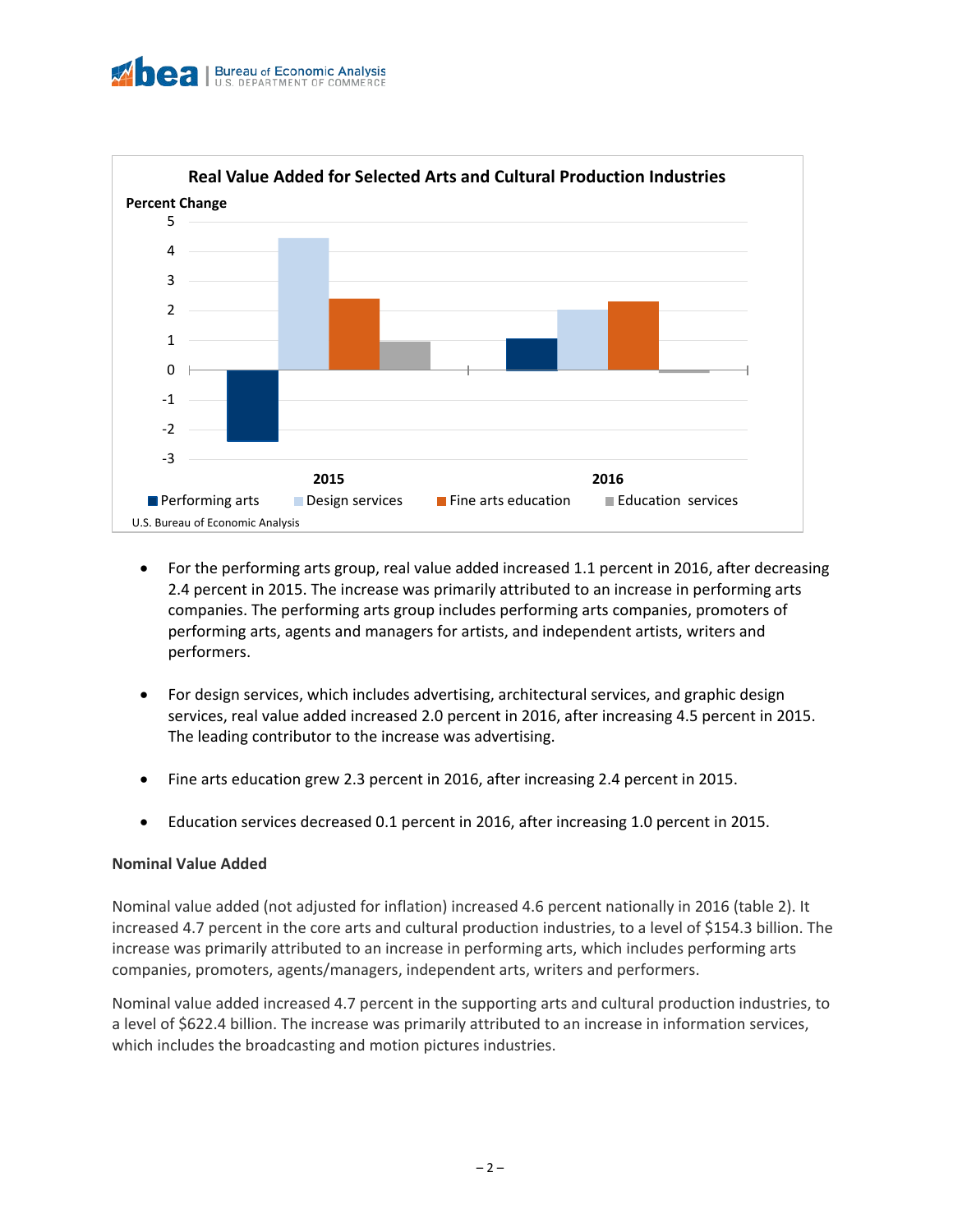**Real Value Added for Selected Arts and Cultural Production Industries**

Percent Change

| | Performing arts | Design services | Fine arts education | Education services |
|---|---|---|---|---|
| 2015 | -2.4 | 4.5 | 2.4 | 1.0 |
| 2016 | 1.1 | 2.0 | 2.3 | -0.1 |

U.S. Bureau of Economic Analysis

- For the performing arts group, real value added increased 1.1 percent in 2016, after decreasing 2.4 percent in 2015. The increase was primarily attributed to an increase in performing arts companies. The performing arts group includes performing arts companies, promoters of performing arts, agents and managers for artists, and independent artists, writers and performers.

- For design services, which includes advertising, architectural services, and graphic design services, real value added increased 2.0 percent in 2016, after increasing 4.5 percent in 2015. The leading contributor to the increase was advertising.

- Fine arts education grew 2.3 percent in 2016, after increasing 2.4 percent in 2015.

- Education services decreased 0.1 percent in 2016, after increasing 1.0 percent in 2015.

**Nominal Value Added**

Nominal value added (not adjusted for inflation) increased 4.6 percent nationally in 2016 (table 2). It increased 4.7 percent in the core arts and cultural production industries, to a level of $154.3 billion. The increase was primarily attributed to an increase in performing arts, which includes performing arts companies, promoters, agents/managers, independent arts, writers and performers.

Nominal value added increased 4.7 percent in the supporting arts and cultural production industries, to a level of $622.4 billion. The increase was primarily attributed to an increase in information services, which includes the broadcasting and motion pictures industries.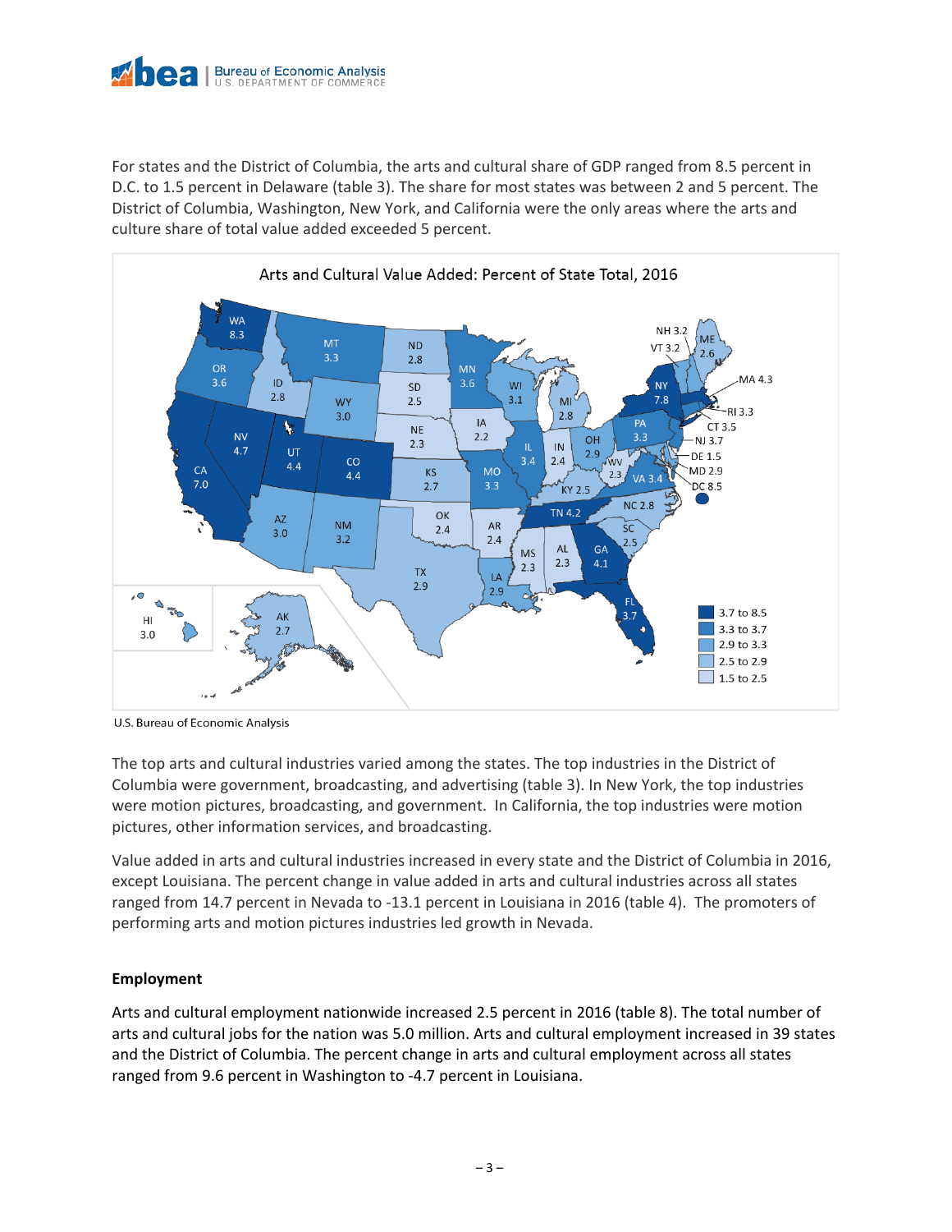For states and the District of Columbia, the arts and cultural share of GDP ranged from 8.5 percent in D.C. to 1.5 percent in Delaware (table 3). The share for most states was between 2 and 5 percent. The District of Columbia, Washington, New York, and California were the only areas where the arts and culture share of total value added exceeded 5 percent.

Arts and Cultural Value Added: Percent of State Total, 2016

U.S. Bureau of Economic Analysis

The top arts and cultural industries varied among the states. The top industries in the District of Columbia were government, broadcasting, and advertising (table 3). In New York, the top industries were motion pictures, broadcasting, and government. In California, the top industries were motion pictures, other information services, and broadcasting.

Value added in arts and cultural industries increased in every state and the District of Columbia in 2016, except Louisiana. The percent change in value added in arts and cultural industries across all states ranged from 14.7 percent in Nevada to -13.1 percent in Louisiana in 2016 (table 4). The promoters of performing arts and motion pictures industries led growth in Nevada.

**Employment**

Arts and cultural employment nationwide increased 2.5 percent in 2016 (table 8). The total number of arts and cultural jobs for the nation was 5.0 million. Arts and cultural employment increased in 39 states and the District of Columbia. The percent change in arts and cultural employment across all states ranged from 9.6 percent in Washington to -4.7 percent in Louisiana.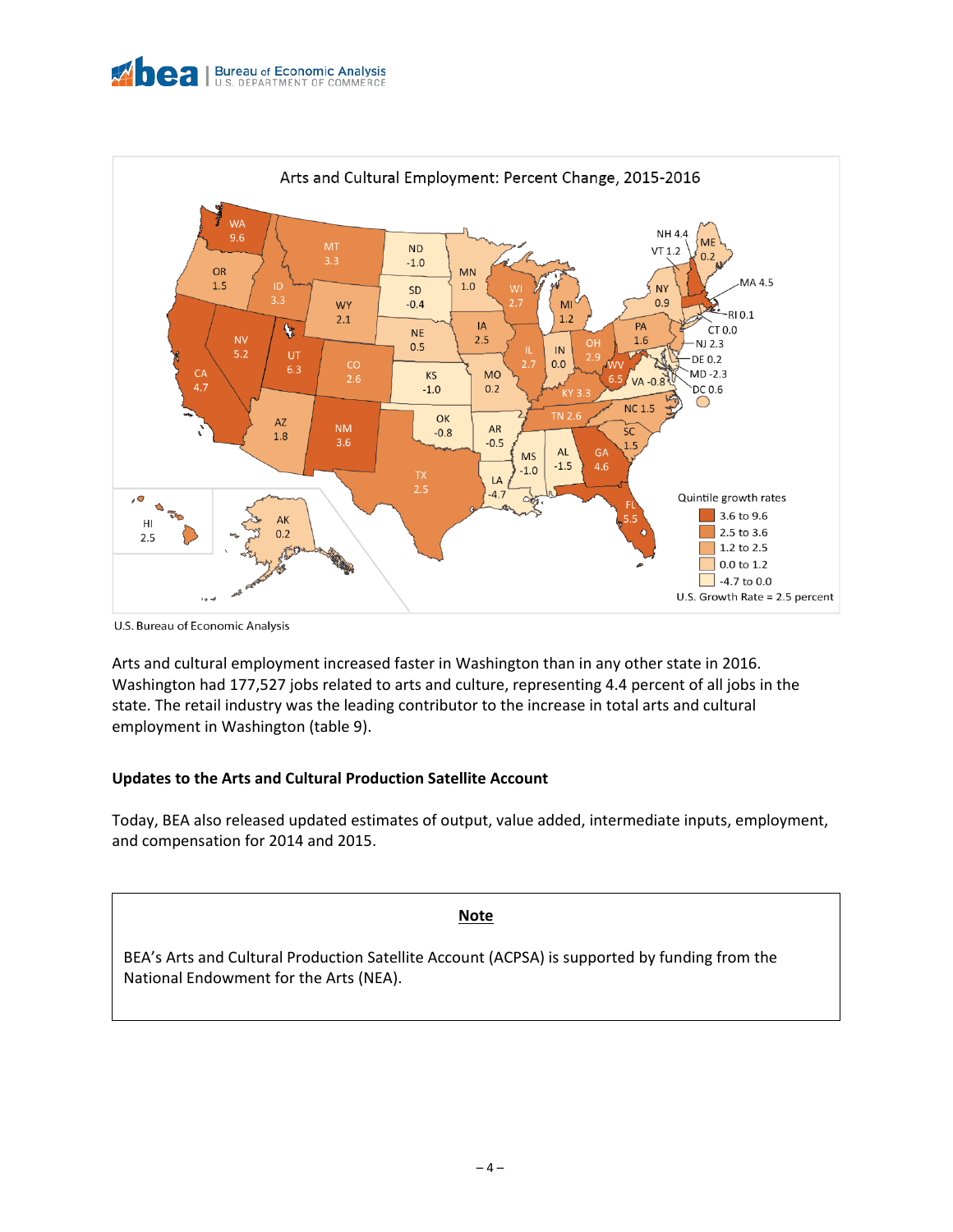Arts and Cultural Employment: Percent Change, 2015-2016

U.S. Bureau of Economic Analysis

Arts and cultural employment increased faster in Washington than in any other state in 2016. Washington had 177,527 jobs related to arts and culture, representing 4.4 percent of all jobs in the state. The retail industry was the leading contributor to the increase in total arts and cultural employment in Washington (table 9).

**Updates to the Arts and Cultural Production Satellite Account**

Today, BEA also released updated estimates of output, value added, intermediate inputs, employment, and compensation for 2014 and 2015.

**Note**

BEA's Arts and Cultural Production Satellite Account (ACPSA) is supported by funding from the National Endowment for the Arts (NEA).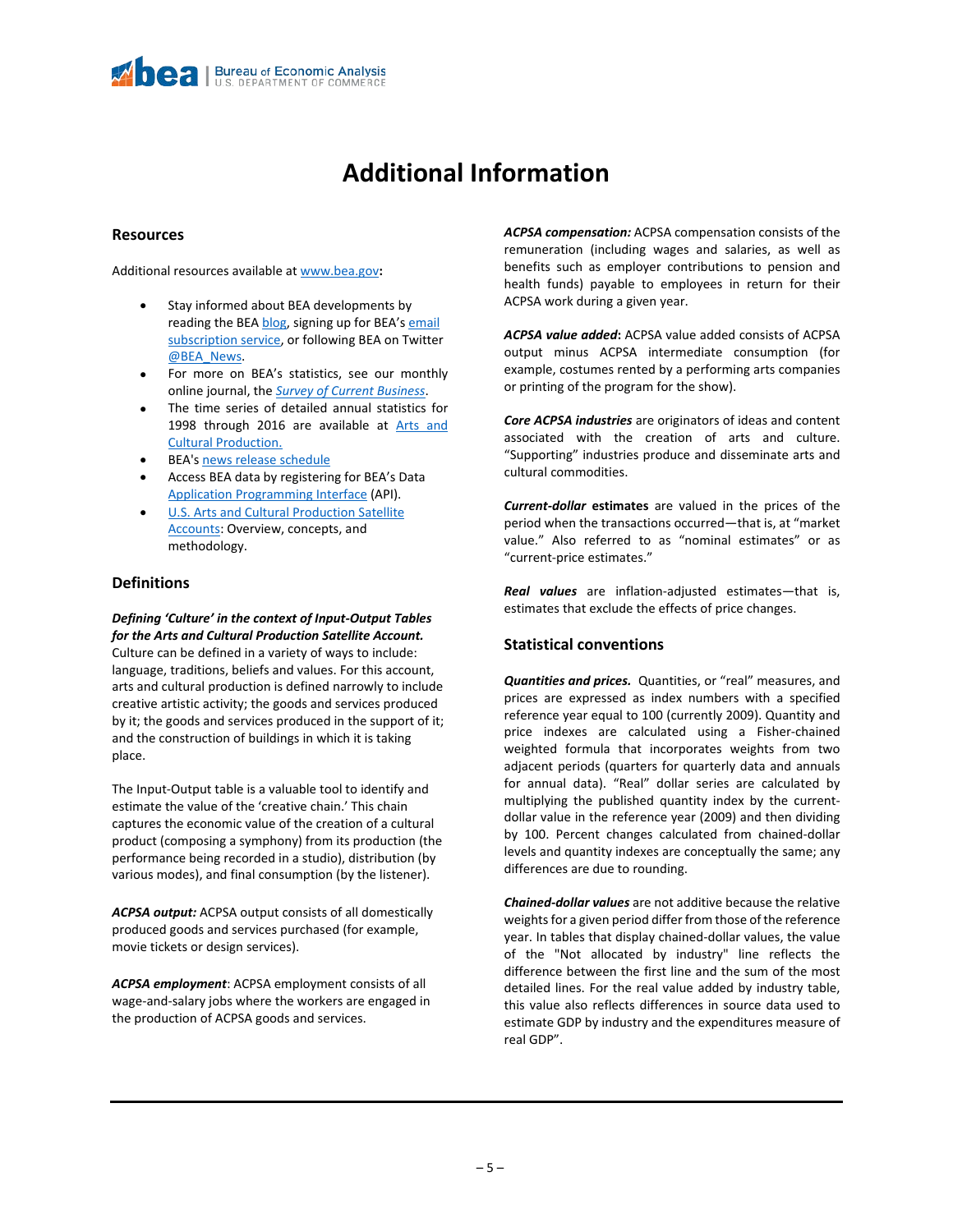# Additional Information

## Resources

Additional resources available at www.bea.gov**:**

- Stay informed about BEA developments by reading the BEA blog, signing up for BEA's email subscription service, or following BEA on Twitter @BEA_News.
- For more on BEA's statistics, see our monthly online journal, the *Survey of Current Business*.
- The time series of detailed annual statistics for 1998 through 2016 are available at Arts and Cultural Production.
- BEA's news release schedule
- Access BEA data by registering for BEA's Data Application Programming Interface (API).
- U.S. Arts and Cultural Production Satellite Accounts: Overview, concepts, and methodology.

## Definitions

***Defining 'Culture' in the context of Input-Output Tables for the Arts and Cultural Production Satellite Account.*** Culture can be defined in a variety of ways to include: language, traditions, beliefs and values. For this account, arts and cultural production is defined narrowly to include creative artistic activity; the goods and services produced by it; the goods and services produced in the support of it; and the construction of buildings in which it is taking place.

The Input-Output table is a valuable tool to identify and estimate the value of the 'creative chain.' This chain captures the economic value of the creation of a cultural product (composing a symphony) from its production (the performance being recorded in a studio), distribution (by various modes), and final consumption (by the listener).

***ACPSA output:*** ACPSA output consists of all domestically produced goods and services purchased (for example, movie tickets or design services).

***ACPSA employment***: ACPSA employment consists of all wage-and-salary jobs where the workers are engaged in the production of ACPSA goods and services.

***ACPSA compensation:*** ACPSA compensation consists of the remuneration (including wages and salaries, as well as benefits such as employer contributions to pension and health funds) payable to employees in return for their ACPSA work during a given year.

***ACPSA value added***: ACPSA value added consists of ACPSA output minus ACPSA intermediate consumption (for example, costumes rented by a performing arts companies or printing of the program for the show).

***Core ACPSA industries*** are originators of ideas and content associated with the creation of arts and culture. "Supporting" industries produce and disseminate arts and cultural commodities.

***Current-dollar* estimates** are valued in the prices of the period when the transactions occurred—that is, at "market value." Also referred to as "nominal estimates" or as "current-price estimates."

***Real values*** are inflation-adjusted estimates—that is, estimates that exclude the effects of price changes.

## Statistical conventions

***Quantities and prices.*** Quantities, or "real" measures, and prices are expressed as index numbers with a specified reference year equal to 100 (currently 2009). Quantity and price indexes are calculated using a Fisher-chained weighted formula that incorporates weights from two adjacent periods (quarters for quarterly data and annuals for annual data). "Real" dollar series are calculated by multiplying the published quantity index by the current-dollar value in the reference year (2009) and then dividing by 100. Percent changes calculated from chained-dollar levels and quantity indexes are conceptually the same; any differences are due to rounding.

***Chained-dollar values*** are not additive because the relative weights for a given period differ from those of the reference year. In tables that display chained-dollar values, the value of the "Not allocated by industry" line reflects the difference between the first line and the sum of the most detailed lines. For the real value added by industry table, this value also reflects differences in source data used to estimate GDP by industry and the expenditures measure of real GDP".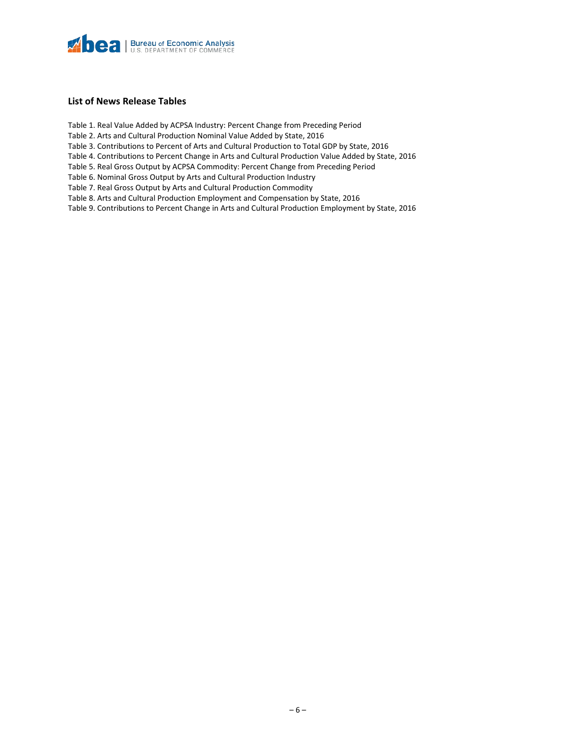### List of News Release Tables

Table 1. Real Value Added by ACPSA Industry: Percent Change from Preceding Period
Table 2. Arts and Cultural Production Nominal Value Added by State, 2016
Table 3. Contributions to Percent of Arts and Cultural Production to Total GDP by State, 2016
Table 4. Contributions to Percent Change in Arts and Cultural Production Value Added by State, 2016
Table 5. Real Gross Output by ACPSA Commodity: Percent Change from Preceding Period
Table 6. Nominal Gross Output by Arts and Cultural Production Industry
Table 7. Real Gross Output by Arts and Cultural Production Commodity
Table 8. Arts and Cultural Production Employment and Compensation by State, 2016
Table 9. Contributions to Percent Change in Arts and Cultural Production Employment by State, 2016